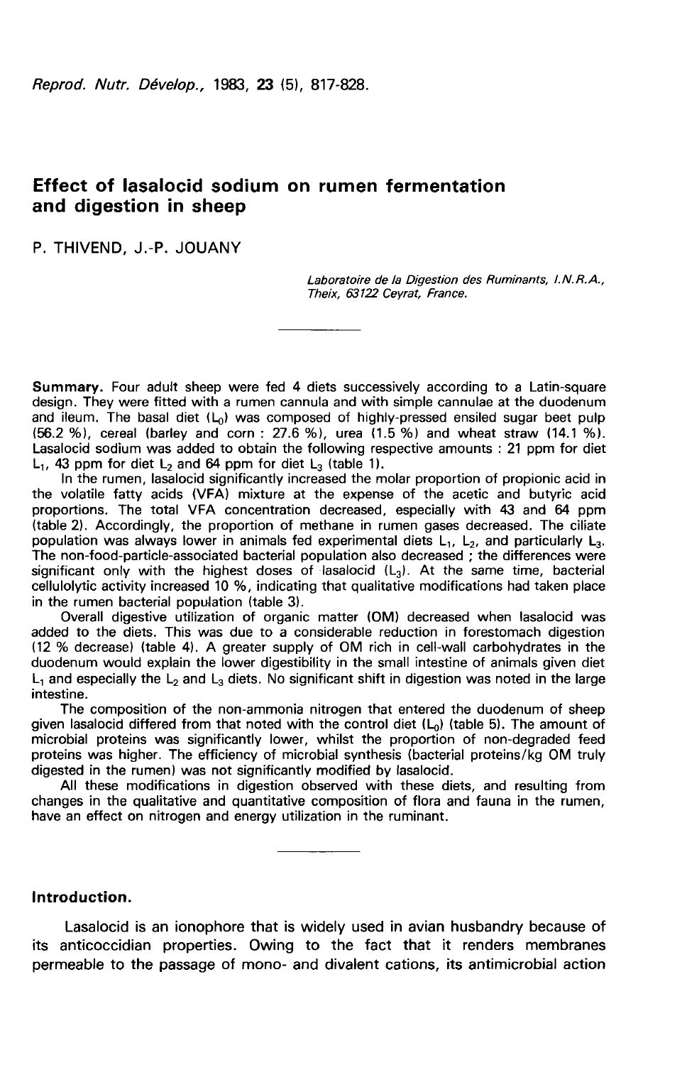# Effect of lasalocid sodium on rumen fermentation and digestion in sheep

P. THIVEND, J.-P. JOUANY

*Laboratoire de la Digestion des Ruminants, I.N.R.A., Theix, 63122 Ceyrat, France.*

**Summary.** Four adult sheep were fed 4 diets successively according to a Latin-square design. They were fitted with a rumen cannula and with simple cannulae at the duodenum and ileum. The basal diet ($L_0$) was composed of highly-pressed ensiled sugar beet pulp (56.2 %), cereal (barley and corn : 27.6 %), urea (1.5 %) and wheat straw (14.1 %). Lasalocid sodium was added to obtain the following respective amounts : 21 ppm for diet $L_1$, 43 ppm for diet $L_2$ and 64 ppm for diet $L_3$ (table 1).

In the rumen, lasalocid significantly increased the molar proportion of propionic acid in the volatile fatty acids (VFA) mixture at the expense of the acetic and butyric acid proportions. The total VFA concentration decreased, especially with 43 and 64 ppm (table 2). Accordingly, the proportion of methane in rumen gases decreased. The ciliate population was always lower in animals fed experimental diets $L_1$, $L_2$, and particularly $L_3$. The non-food-particle-associated bacterial population also decreased ; the differences were significant only with the highest doses of lasalocid ($L_3$). At the same time, bacterial cellulolytic activity increased 10 %, indicating that qualitative modifications had taken place in the rumen bacterial population (table 3).

Overall digestive utilization of organic matter (OM) decreased when lasalocid was added to the diets. This was due to a considerable reduction in forestomach digestion (12 % decrease) (table 4). A greater supply of OM rich in cell-wall carbohydrates in the duodenum would explain the lower digestibility in the small intestine of animals given diet $L_1$ and especially the $L_2$ and $L_3$ diets. No significant shift in digestion was noted in the large intestine.

The composition of the non-ammonia nitrogen that entered the duodenum of sheep given lasalocid differed from that noted with the control diet ($L_0$) (table 5). The amount of microbial proteins was significantly lower, whilst the proportion of non-degraded feed proteins was higher. The efficiency of microbial synthesis (bacterial proteins/kg OM truly digested in the rumen) was not significantly modified by lasalocid.

All these modifications in digestion observed with these diets, and resulting from changes in the qualitative and quantitative composition of flora and fauna in the rumen, have an effect on nitrogen and energy utilization in the ruminant.

## Introduction.

Lasalocid is an ionophore that is widely used in avian husbandry because of its anticoccidian properties. Owing to the fact that it renders membranes permeable to the passage of mono- and divalent cations, its antimicrobial action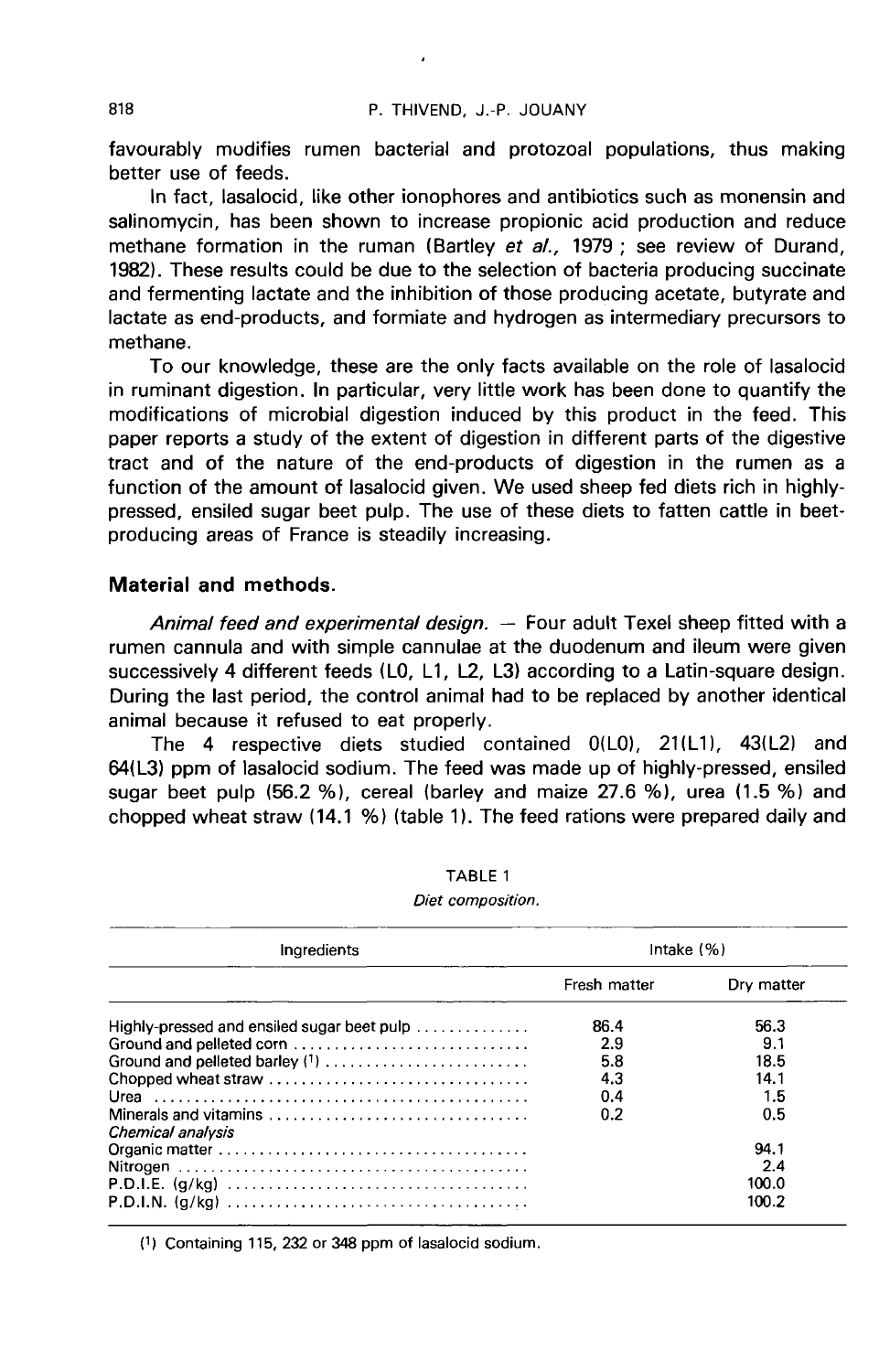favourably modifies rumen bacterial and protozoal populations, thus making better use of feeds.

In fact, lasalocid, like other ionophores and antibiotics such as monensin and salinomycin, has been shown to increase propionic acid production and reduce methane formation in the ruman (Bartley *et al.,* 1979 ; see review of Durand, 1982). These results could be due to the selection of bacteria producing succinate and fermenting lactate and the inhibition of those producing acetate, butyrate and lactate as end-products, and formiate and hydrogen as intermediary precursors to methane.

To our knowledge, these are the only facts available on the role of lasalocid in ruminant digestion. In particular, very little work has been done to quantify the modifications of microbial digestion induced by this product in the feed. This paper reports a study of the extent of digestion in different parts of the digestive tract and of the nature of the end-products of digestion in the rumen as a function of the amount of lasalocid given. We used sheep fed diets rich in highly-pressed, ensiled sugar beet pulp. The use of these diets to fatten cattle in beet-producing areas of France is steadily increasing.

## Material and methods.

*Animal feed and experimental design.* — Four adult Texel sheep fitted with a rumen cannula and with simple cannulae at the duodenum and ileum were given successively 4 different feeds (L0, L1, L2, L3) according to a Latin-square design. During the last period, the control animal had to be replaced by another identical animal because it refused to eat properly.

The 4 respective diets studied contained 0(L0), 21(L1), 43(L2) and 64(L3) ppm of lasalocid sodium. The feed was made up of highly-pressed, ensiled sugar beet pulp (56.2 %), cereal (barley and maize 27.6 %), urea (1.5 %) and chopped wheat straw (14.1 %) (table 1). The feed rations were prepared daily and

TABLE 1

*Diet composition.*

| Ingredients | Intake (%) | |
|---|---|---|
| | Fresh matter | Dry matter |
| Highly-pressed and ensiled sugar beet pulp | 86.4 | 56.3 |
| Ground and pelleted corn | 2.9 | 9.1 |
| Ground and pelleted barley [1] | 5.8 | 18.5 |
| Chopped wheat straw | 4.3 | 14.1 |
| Urea | 0.4 | 1.5 |
| Minerals and vitamins | 0.2 | 0.5 |
| *Chemical analysis* | | |
| Organic matter | | 94.1 |
| Nitrogen | | 2.4 |
| P.D.I.E. (g/kg) | | 100.0 |
| P.D.I.N. (g/kg) | | 100.2 |

[1] Containing 115, 232 or 348 ppm of lasalocid sodium.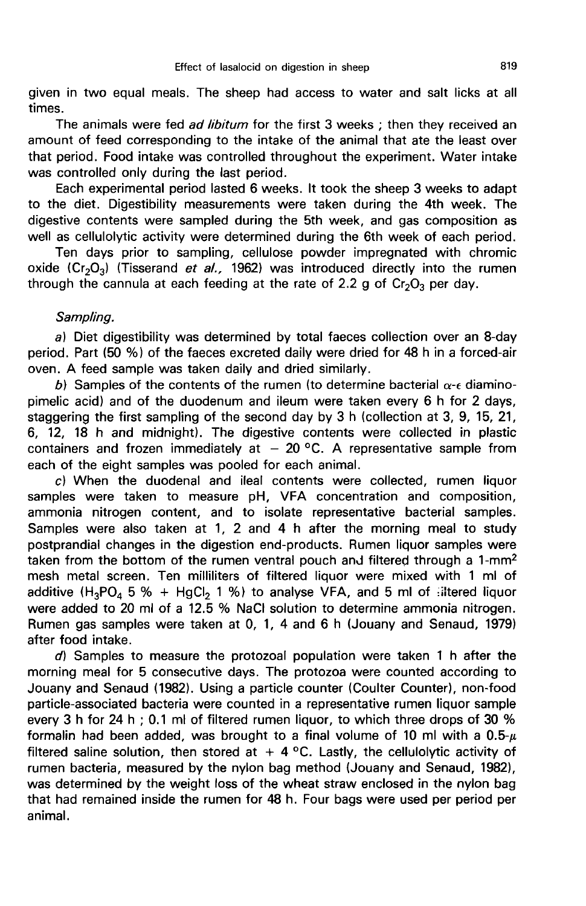given in two equal meals. The sheep had access to water and salt licks at all times.

The animals were fed *ad libitum* for the first 3 weeks ; then they received an amount of feed corresponding to the intake of the animal that ate the least over that period. Food intake was controlled throughout the experiment. Water intake was controlled only during the last period.

Each experimental period lasted 6 weeks. It took the sheep 3 weeks to adapt to the diet. Digestibility measurements were taken during the 4th week. The digestive contents were sampled during the 5th week, and gas composition as well as cellulolytic activity were determined during the 6th week of each period.

Ten days prior to sampling, cellulose powder impregnated with chromic oxide ($Cr_2O_3$) (Tisserand *et al.,* 1962) was introduced directly into the rumen through the cannula at each feeding at the rate of 2.2 g of $Cr_2O_3$ per day.

*Sampling.*

*a)* Diet digestibility was determined by total faeces collection over an 8-day period. Part (50 %) of the faeces excreted daily were dried for 48 h in a forced-air oven. A feed sample was taken daily and dried similarly.

*b)* Samples of the contents of the rumen (to determine bacterial $\alpha$-$\epsilon$ diaminopimelic acid) and of the duodenum and ileum were taken every 6 h for 2 days, staggering the first sampling of the second day by 3 h (collection at 3, 9, 15, 21, 6, 12, 18 h and midnight). The digestive contents were collected in plastic containers and frozen immediately at − 20 °C. A representative sample from each of the eight samples was pooled for each animal.

*c)* When the duodenal and ileal contents were collected, rumen liquor samples were taken to measure pH, VFA concentration and composition, ammonia nitrogen content, and to isolate representative bacterial samples. Samples were also taken at 1, 2 and 4 h after the morning meal to study postprandial changes in the digestion end-products. Rumen liquor samples were taken from the bottom of the rumen ventral pouch and filtered through a 1-mm$^2$ mesh metal screen. Ten milliliters of filtered liquor were mixed with 1 ml of additive ($H_3PO_4$ 5 % + $HgCl_2$ 1 %) to analyse VFA, and 5 ml of filtered liquor were added to 20 ml of a 12.5 % NaCl solution to determine ammonia nitrogen. Rumen gas samples were taken at 0, 1, 4 and 6 h (Jouany and Senaud, 1979) after food intake.

*d)* Samples to measure the protozoal population were taken 1 h after the morning meal for 5 consecutive days. The protozoa were counted according to Jouany and Senaud (1982). Using a particle counter (Coulter Counter), non-food particle-associated bacteria were counted in a representative rumen liquor sample every 3 h for 24 h ; 0.1 ml of filtered rumen liquor, to which three drops of 30 % formalin had been added, was brought to a final volume of 10 ml with a 0.5-$\mu$ filtered saline solution, then stored at + 4 °C. Lastly, the cellulolytic activity of rumen bacteria, measured by the nylon bag method (Jouany and Senaud, 1982), was determined by the weight loss of the wheat straw enclosed in the nylon bag that had remained inside the rumen for 48 h. Four bags were used per period per animal.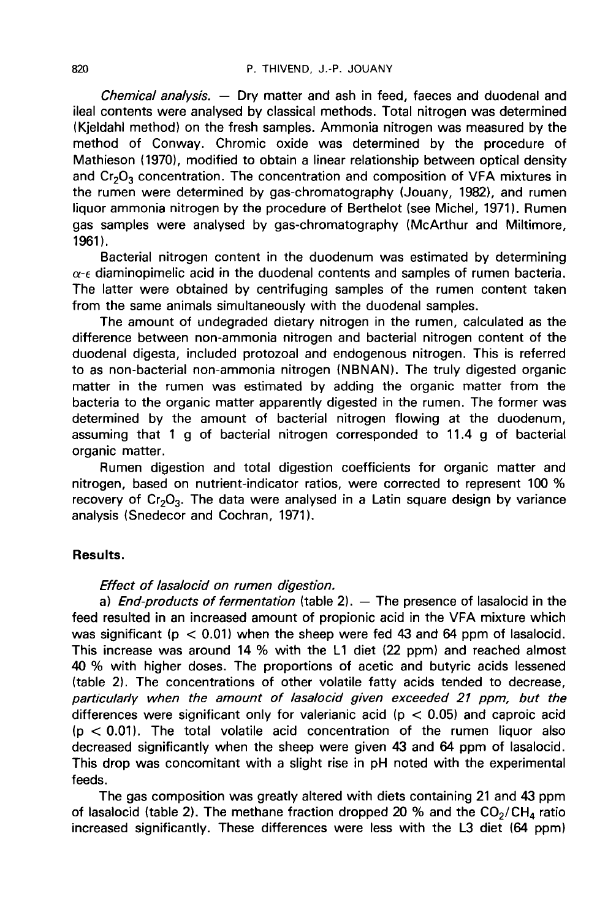*Chemical analysis.* — Dry matter and ash in feed, faeces and duodenal and ileal contents were analysed by classical methods. Total nitrogen was determined (Kjeldahl method) on the fresh samples. Ammonia nitrogen was measured by the method of Conway. Chromic oxide was determined by the procedure of Mathieson (1970), modified to obtain a linear relationship between optical density and $Cr_2O_3$ concentration. The concentration and composition of VFA mixtures in the rumen were determined by gas-chromatography (Jouany, 1982), and rumen liquor ammonia nitrogen by the procedure of Berthelot (see Michel, 1971). Rumen gas samples were analysed by gas-chromatography (McArthur and Miltimore, 1961).

Bacterial nitrogen content in the duodenum was estimated by determining $\alpha$-$\epsilon$ diaminopimelic acid in the duodenal contents and samples of rumen bacteria. The latter were obtained by centrifuging samples of the rumen content taken from the same animals simultaneously with the duodenal samples.

The amount of undegraded dietary nitrogen in the rumen, calculated as the difference between non-ammonia nitrogen and bacterial nitrogen content of the duodenal digesta, included protozoal and endogenous nitrogen. This is referred to as non-bacterial non-ammonia nitrogen (NBNAN). The truly digested organic matter in the rumen was estimated by adding the organic matter from the bacteria to the organic matter apparently digested in the rumen. The former was determined by the amount of bacterial nitrogen flowing at the duodenum, assuming that 1 g of bacterial nitrogen corresponded to 11.4 g of bacterial organic matter.

Rumen digestion and total digestion coefficients for organic matter and nitrogen, based on nutrient-indicator ratios, were corrected to represent 100 % recovery of $Cr_2O_3$. The data were analysed in a Latin square design by variance analysis (Snedecor and Cochran, 1971).

## Results.

### *Effect of lasalocid on rumen digestion.*

a) *End-products of fermentation* (table 2). — The presence of lasalocid in the feed resulted in an increased amount of propionic acid in the VFA mixture which was significant ($p < 0.01$) when the sheep were fed 43 and 64 ppm of lasalocid. This increase was around 14 % with the L1 diet (22 ppm) and reached almost 40 % with higher doses. The proportions of acetic and butyric acids lessened (table 2). The concentrations of other volatile fatty acids tended to decrease, *particularly when the amount of lasalocid given exceeded 21 ppm, but the* differences were significant only for valerianic acid ($p < 0.05$) and caproic acid ($p < 0.01$). The total volatile acid concentration of the rumen liquor also decreased significantly when the sheep were given 43 and 64 ppm of lasalocid. This drop was concomitant with a slight rise in pH noted with the experimental feeds.

The gas composition was greatly altered with diets containing 21 and 43 ppm of lasalocid (table 2). The methane fraction dropped 20 % and the $CO_2/CH_4$ ratio increased significantly. These differences were less with the L3 diet (64 ppm)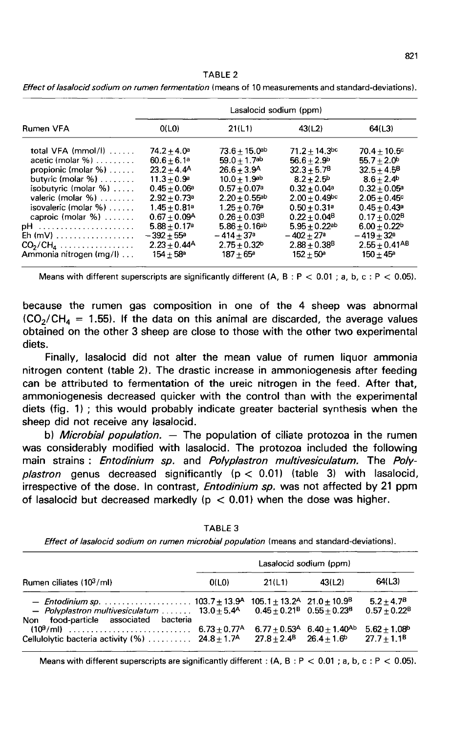TABLE 2

*Effect of lasalocid sodium on rumen fermentation* (means of 10 measurements and standard-deviations).

| Rumen VFA | Lasalocid sodium (ppm) | | | |
|---|---|---|---|---|
| | 0(L0) | 21(L1) | 43(L2) | 64(L3) |
| total VFA (mmol/l) | $74.2 \pm 4.0^{a}$ | $73.6 \pm 15.0^{ab}$ | $71.2 \pm 14.3^{bc}$ | $70.4 \pm 10.5^{c}$ |
| acetic (molar %) | $60.6 \pm 6.1^{a}$ | $59.0 \pm 1.7^{ab}$ | $56.6 \pm 2.9^{b}$ | $55.7 \pm 2.0^{b}$ |
| propionic (molar %) | $23.2 \pm 4.4^{A}$ | $26.6 \pm 3.9^{A}$ | $32.3 \pm 5.7^{B}$ | $32.5 \pm 4.5^{B}$ |
| butyric (molar %) | $11.3 \pm 0.9^{a}$ | $10.0 \pm 1.9^{ab}$ | $8.2 \pm 2.5^{b}$ | $8.6 \pm 2.4^{b}$ |
| isobutyric (molar %) | $0.45 \pm 0.06^{a}$ | $0.57 \pm 0.07^{a}$ | $0.32 \pm 0.04^{a}$ | $0.32 \pm 0.05^{a}$ |
| valeric (molar %) | $2.92 \pm 0.73^{a}$ | $2.20 \pm 0.55^{ab}$ | $2.00 \pm 0.49^{bc}$ | $2.05 \pm 0.45^{c}$ |
| isovaleric (molar %) | $1.45 \pm 0.81^{a}$ | $1.25 \pm 0.76^{a}$ | $0.50 \pm 0.31^{a}$ | $0.45 \pm 0.43^{a}$ |
| caproic (molar %) | $0.67 \pm 0.09^{A}$ | $0.26 \pm 0.03^{B}$ | $0.22 \pm 0.04^{B}$ | $0.17 \pm 0.02^{B}$ |
| pH | $5.88 \pm 0.17^{a}$ | $5.86 \pm 0.16^{ab}$ | $5.95 \pm 0.22^{ab}$ | $6.00 \pm 0.22^{b}$ |
| Eh (mV) | $-392 \pm 55^{a}$ | $-414 \pm 37^{a}$ | $-402 \pm 27^{a}$ | $-419 \pm 32^{a}$ |
| $CO_2/CH_4$ | $2.23 \pm 0.44^{A}$ | $2.75 \pm 0.32^{b}$ | $2.88 \pm 0.38^{B}$ | $2.55 \pm 0.41^{AB}$ |
| Ammonia nitrogen (mg/l) | $154 \pm 58^{a}$ | $187 \pm 65^{a}$ | $152 \pm 50^{a}$ | $150 \pm 45^{a}$ |

Means with different superscripts are significantly different (A, B : $P < 0.01$ ; a, b, c : $P < 0.05$).

because the rumen gas composition in one of the 4 sheep was abnormal ($CO_2/CH_4 = 1.55$). If the data on this animal are discarded, the average values obtained on the other 3 sheep are close to those with the other two experimental diets.

Finally, lasalocid did not alter the mean value of rumen liquor ammonia nitrogen content (table 2). The drastic increase in ammoniogenesis after feeding can be attributed to fermentation of the ureic nitrogen in the feed. After that, ammoniogenesis decreased quicker with the control than with the experimental diets (fig. 1) ; this would probably indicate greater bacterial synthesis when the sheep did not receive any lasalocid.

b) *Microbial population.* — The population of ciliate protozoa in the rumen was considerably modified with lasalocid. The protozoa included the following main strains : *Entodinium sp.* and *Polyplastron multivesiculatum.* The *Polyplastron* genus decreased significantly ($p < 0.01$) (table 3) with lasalocid, irrespective of the dose. In contrast, *Entodinium sp.* was not affected by 21 ppm of lasalocid but decreased markedly ($p < 0.01$) when the dose was higher.

TABLE 3

*Effect of lasalocid sodium on rumen microbial population* (means and standard-deviations).

| Rumen ciliates ($10^3$/ml) | Lasalocid sodium (ppm) | | | |
|---|---|---|---|---|
| | 0(L0) | 21(L1) | 43(L2) | 64(L3) |
| — *Entodinium sp.* | $103.7 \pm 13.9^{A}$ | $105.1 \pm 13.2^{A}$ | $21.0 \pm 10.9^{B}$ | $5.2 \pm 4.7^{B}$ |
| — *Polyplastron multivesiculatum* | $13.0 \pm 5.4^{A}$ | $0.45 \pm 0.21^{B}$ | $0.55 \pm 0.23^{B}$ | $0.57 \pm 0.22^{B}$ |
| Non food-particle associated bacteria ($10^9$/ml) | $6.73 \pm 0.77^{A}$ | $6.77 \pm 0.53^{A}$ | $6.40 \pm 1.40^{Ab}$ | $5.62 \pm 1.08^{b}$ |
| Cellulolytic bacteria activity (%) | $24.8 \pm 1.7^{A}$ | $27.8 \pm 2.4^{B}$ | $26.4 \pm 1.6^{b}$ | $27.7 \pm 1.1^{B}$ |

Means with different superscripts are significantly different : (A, B : $P < 0.01$ ; a, b, c : $P < 0.05$).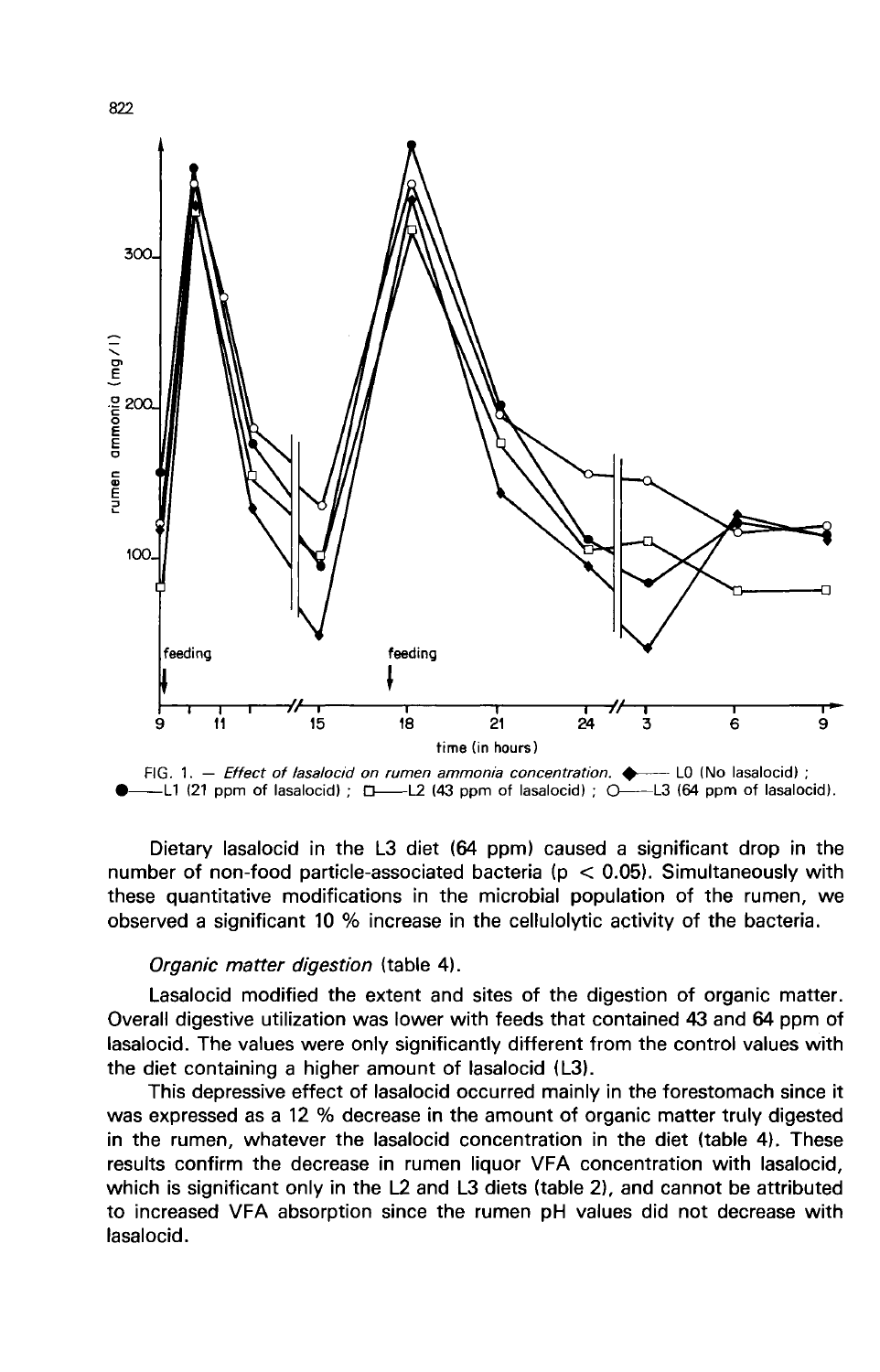FIG. 1. — *Effect of lasalocid on rumen ammonia concentration.* ◆—— L0 (No lasalocid) ; ●——L1 (21 ppm of lasalocid) ; □——L2 (43 ppm of lasalocid) ; ○——L3 (64 ppm of lasalocid).

Dietary lasalocid in the L3 diet (64 ppm) caused a significant drop in the number of non-food particle-associated bacteria ($p < 0.05$). Simultaneously with these quantitative modifications in the microbial population of the rumen, we observed a significant 10 % increase in the cellulolytic activity of the bacteria.

*Organic matter digestion* (table 4).

Lasalocid modified the extent and sites of the digestion of organic matter. Overall digestive utilization was lower with feeds that contained 43 and 64 ppm of lasalocid. The values were only significantly different from the control values with the diet containing a higher amount of lasalocid (L3).

This depressive effect of lasalocid occurred mainly in the forestomach since it was expressed as a 12 % decrease in the amount of organic matter truly digested in the rumen, whatever the lasalocid concentration in the diet (table 4). These results confirm the decrease in rumen liquor VFA concentration with lasalocid, which is significant only in the L2 and L3 diets (table 2), and cannot be attributed to increased VFA absorption since the rumen pH values did not decrease with lasalocid.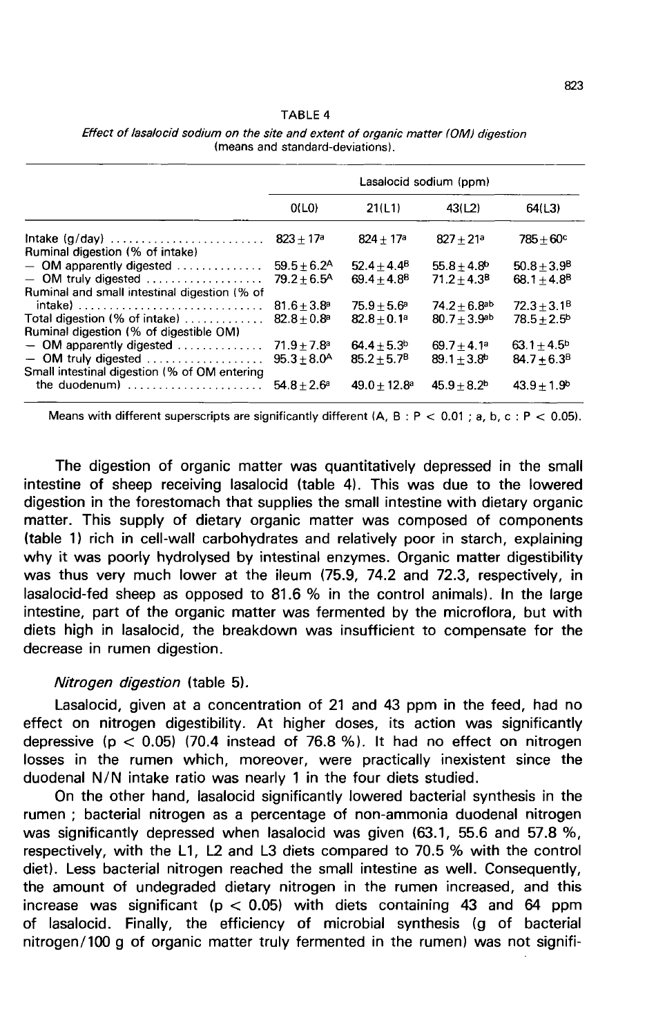TABLE 4

*Effect of lasalocid sodium on the site and extent of organic matter (OM) digestion (means and standard-deviations).*

| | Lasalocid sodium (ppm) | | | |
|---|---|---|---|---|
| | 0(L0) | 21(L1) | 43(L2) | 64(L3) |
| Intake (g/day) | $823 \pm 17^{a}$ | $824 \pm 17^{a}$ | $827 \pm 21^{a}$ | $785 \pm 60^{c}$ |
| Ruminal digestion (% of intake) | | | | |
| – OM apparently digested | $59.5 \pm 6.2^{A}$ | $52.4 \pm 4.4^{B}$ | $55.8 \pm 4.8^{b}$ | $50.8 \pm 3.9^{B}$ |
| – OM truly digested | $79.2 \pm 6.5^{A}$ | $69.4 \pm 4.8^{B}$ | $71.2 \pm 4.3^{B}$ | $68.1 \pm 4.8^{B}$ |
| Ruminal and small intestinal digestion (% of intake) | $81.6 \pm 3.8^{a}$ | $75.9 \pm 5.6^{a}$ | $74.2 \pm 6.8^{ab}$ | $72.3 \pm 3.1^{B}$ |
| Total digestion (% of intake) | $82.8 \pm 0.8^{a}$ | $82.8 \pm 0.1^{a}$ | $80.7 \pm 3.9^{ab}$ | $78.5 \pm 2.5^{b}$ |
| Ruminal digestion (% of digestible OM) | | | | |
| – OM apparently digested | $71.9 \pm 7.8^{a}$ | $64.4 \pm 5.3^{b}$ | $69.7 \pm 4.1^{a}$ | $63.1 \pm 4.5^{b}$ |
| – OM truly digested | $95.3 \pm 8.0^{A}$ | $85.2 \pm 5.7^{B}$ | $89.1 \pm 3.8^{b}$ | $84.7 \pm 6.3^{B}$ |
| Small intestinal digestion (% of OM entering the duodenum) | $54.8 \pm 2.6^{a}$ | $49.0 \pm 12.8^{a}$ | $45.9 \pm 8.2^{b}$ | $43.9 \pm 1.9^{b}$ |

Means with different superscripts are significantly different (A, B : $P < 0.01$ ; a, b, c : $P < 0.05$).

The digestion of organic matter was quantitatively depressed in the small intestine of sheep receiving lasalocid (table 4). This was due to the lowered digestion in the forestomach that supplies the small intestine with dietary organic matter. This supply of dietary organic matter was composed of components (table 1) rich in cell-wall carbohydrates and relatively poor in starch, explaining why it was poorly hydrolysed by intestinal enzymes. Organic matter digestibility was thus very much lower at the ileum (75.9, 74.2 and 72.3, respectively, in lasalocid-fed sheep as opposed to 81.6 % in the control animals). In the large intestine, part of the organic matter was fermented by the microflora, but with diets high in lasalocid, the breakdown was insufficient to compensate for the decrease in rumen digestion.

*Nitrogen digestion* (table 5).

Lasalocid, given at a concentration of 21 and 43 ppm in the feed, had no effect on nitrogen digestibility. At higher doses, its action was significantly depressive ($p < 0.05$) (70.4 instead of 76.8 %). It had no effect on nitrogen losses in the rumen which, moreover, were practically inexistent since the duodenal N/N intake ratio was nearly 1 in the four diets studied.

On the other hand, lasalocid significantly lowered bacterial synthesis in the rumen ; bacterial nitrogen as a percentage of non-ammonia duodenal nitrogen was significantly depressed when lasalocid was given (63.1, 55.6 and 57.8 %, respectively, with the L1, L2 and L3 diets compared to 70.5 % with the control diet). Less bacterial nitrogen reached the small intestine as well. Consequently, the amount of undegraded dietary nitrogen in the rumen increased, and this increase was significant ($p < 0.05$) with diets containing 43 and 64 ppm of lasalocid. Finally, the efficiency of microbial synthesis (g of bacterial nitrogen/100 g of organic matter truly fermented in the rumen) was not signifi-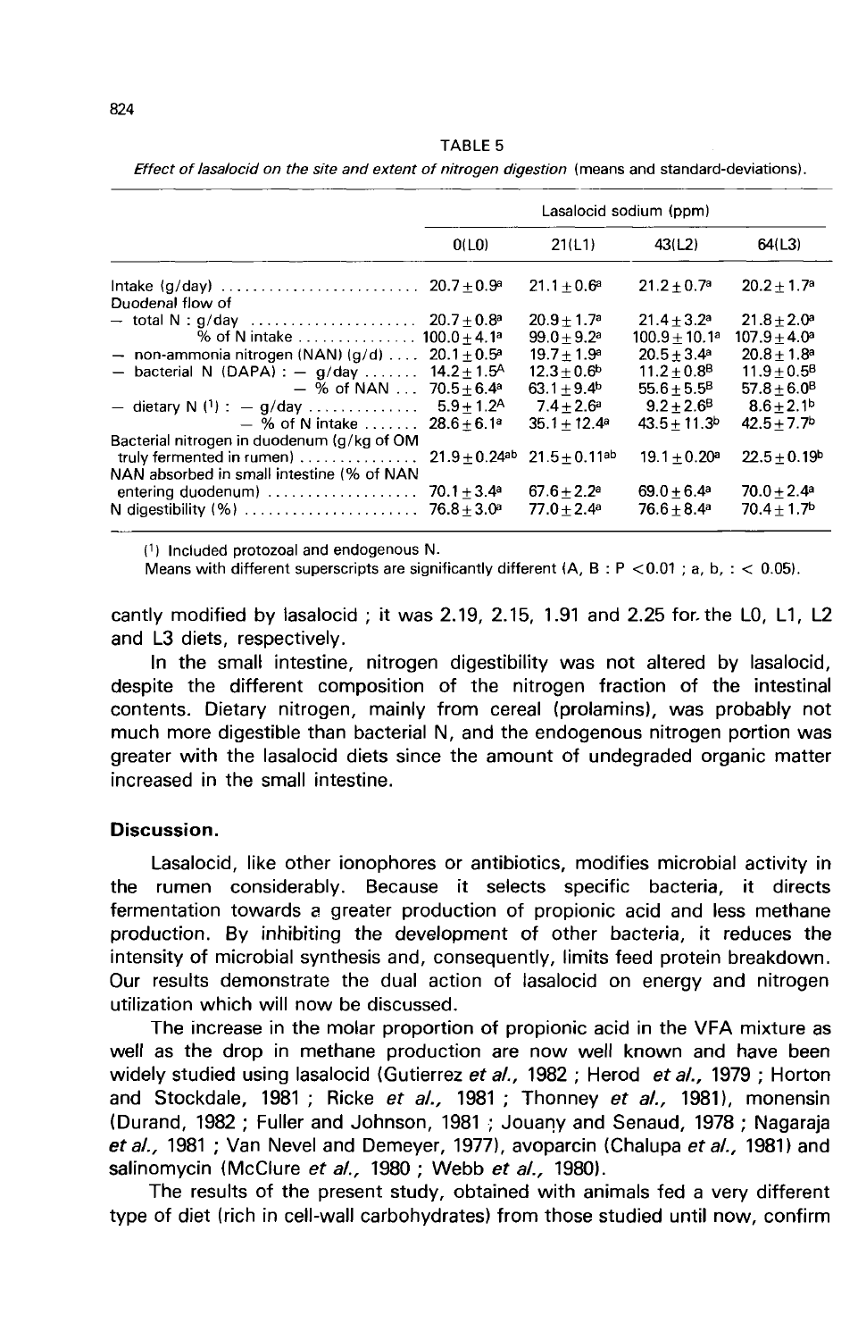TABLE 5

*Effect of lasalocid on the site and extent of nitrogen digestion* (means and standard-deviations).

| | Lasalocid sodium (ppm) | | | |
|---|---|---|---|---|
| | 0(L0) | 21(L1) | 43(L2) | 64(L3) |
| Intake (g/day) | $20.7 \pm 0.9^{a}$ | $21.1 \pm 0.6^{a}$ | $21.2 \pm 0.7^{a}$ | $20.2 \pm 1.7^{a}$ |
| Duodenal flow of | | | | |
| – total N : g/day | $20.7 \pm 0.8^{a}$ | $20.9 \pm 1.7^{a}$ | $21.4 \pm 3.2^{a}$ | $21.8 \pm 2.0^{a}$ |
| % of N intake | $100.0 \pm 4.1^{a}$ | $99.0 \pm 9.2^{a}$ | $100.9 \pm 10.1^{a}$ | $107.9 \pm 4.0^{a}$ |
| – non-ammonia nitrogen (NAN) (g/d) | $20.1 \pm 0.5^{a}$ | $19.7 \pm 1.9^{a}$ | $20.5 \pm 3.4^{a}$ | $20.8 \pm 1.8^{a}$ |
| – bacterial N (DAPA) : – g/day | $14.2 \pm 1.5^{A}$ | $12.3 \pm 0.6^{b}$ | $11.2 \pm 0.8^{B}$ | $11.9 \pm 0.5^{B}$ |
| – % of NAN | $70.5 \pm 6.4^{a}$ | $63.1 \pm 9.4^{b}$ | $55.6 \pm 5.5^{B}$ | $57.8 \pm 6.0^{B}$ |
| – dietary N (1) : – g/day | $5.9 \pm 1.2^{A}$ | $7.4 \pm 2.6^{a}$ | $9.2 \pm 2.6^{B}$ | $8.6 \pm 2.1^{b}$ |
| – % of N intake | $28.6 \pm 6.1^{a}$ | $35.1 \pm 12.4^{a}$ | $43.5 \pm 11.3^{b}$ | $42.5 \pm 7.7^{b}$ |
| Bacterial nitrogen in duodenum (g/kg of OM truly fermented in rumen) | $21.9 \pm 0.24^{ab}$ | $21.5 \pm 0.11^{ab}$ | $19.1 \pm 0.20^{a}$ | $22.5 \pm 0.19^{b}$ |
| NAN absorbed in small intestine (% of NAN entering duodenum) | $70.1 \pm 3.4^{a}$ | $67.6 \pm 2.2^{a}$ | $69.0 \pm 6.4^{a}$ | $70.0 \pm 2.4^{a}$ |
| N digestibility (%) | $76.8 \pm 3.0^{a}$ | $77.0 \pm 2.4^{a}$ | $76.6 \pm 8.4^{a}$ | $70.4 \pm 1.7^{b}$ |

(1) Included protozoal and endogenous N.
Means with different superscripts are significantly different (A, B : $P < 0.01$ ; a, b, : $< 0.05$).

cantly modified by lasalocid ; it was 2.19, 2.15, 1.91 and 2.25 for the L0, L1, L2 and L3 diets, respectively.

In the small intestine, nitrogen digestibility was not altered by lasalocid, despite the different composition of the nitrogen fraction of the intestinal contents. Dietary nitrogen, mainly from cereal (prolamins), was probably not much more digestible than bacterial N, and the endogenous nitrogen portion was greater with the lasalocid diets since the amount of undegraded organic matter increased in the small intestine.

## Discussion.

Lasalocid, like other ionophores or antibiotics, modifies microbial activity in the rumen considerably. Because it selects specific bacteria, it directs fermentation towards a greater production of propionic acid and less methane production. By inhibiting the development of other bacteria, it reduces the intensity of microbial synthesis and, consequently, limits feed protein breakdown. Our results demonstrate the dual action of lasalocid on energy and nitrogen utilization which will now be discussed.

The increase in the molar proportion of propionic acid in the VFA mixture as well as the drop in methane production are now well known and have been widely studied using lasalocid (Gutierrez *et al.*, 1982 ; Herod *et al.*, 1979 ; Horton and Stockdale, 1981 ; Ricke *et al.*, 1981 ; Thonney *et al.*, 1981), monensin (Durand, 1982 ; Fuller and Johnson, 1981 ; Jouany and Senaud, 1978 ; Nagaraja *et al.*, 1981 ; Van Nevel and Demeyer, 1977), avoparcin (Chalupa *et al.*, 1981) and salinomycin (McClure *et al.*, 1980 ; Webb *et al.*, 1980).

The results of the present study, obtained with animals fed a very different type of diet (rich in cell-wall carbohydrates) from those studied until now, confirm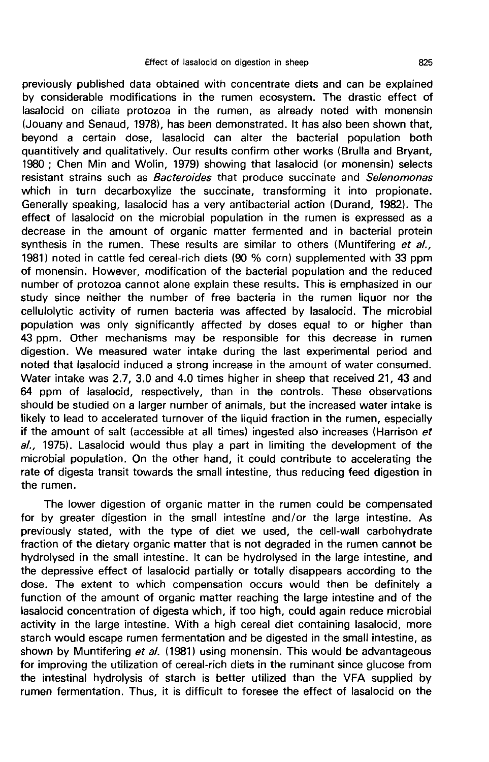previously published data obtained with concentrate diets and can be explained by considerable modifications in the rumen ecosystem. The drastic effect of lasalocid on ciliate protozoa in the rumen, as already noted with monensin (Jouany and Senaud, 1978), has been demonstrated. It has also been shown that, beyond a certain dose, lasalocid can alter the bacterial population both quantitively and qualitatively. Our results confirm other works (Brulla and Bryant, 1980 ; Chen Min and Wolin, 1979) showing that lasalocid (or monensin) selects resistant strains such as *Bacteroides* that produce succinate and *Selenomonas* which in turn decarboxylize the succinate, transforming it into propionate. Generally speaking, lasalocid has a very antibacterial action (Durand, 1982). The effect of lasalocid on the microbial population in the rumen is expressed as a decrease in the amount of organic matter fermented and in bacterial protein synthesis in the rumen. These results are similar to others (Muntifering *et al.*, 1981) noted in cattle fed cereal-rich diets (90 % corn) supplemented with 33 ppm of monensin. However, modification of the bacterial population and the reduced number of protozoa cannot alone explain these results. This is emphasized in our study since neither the number of free bacteria in the rumen liquor nor the cellulolytic activity of rumen bacteria was affected by lasalocid. The microbial population was only significantly affected by doses equal to or higher than 43 ppm. Other mechanisms may be responsible for this decrease in rumen digestion. We measured water intake during the last experimental period and noted that lasalocid induced a strong increase in the amount of water consumed. Water intake was 2.7, 3.0 and 4.0 times higher in sheep that received 21, 43 and 64 ppm of lasalocid, respectively, than in the controls. These observations should be studied on a larger number of animals, but the increased water intake is likely to lead to accelerated turnover of the liquid fraction in the rumen, especially if the amount of salt (accessible at all times) ingested also increases (Harrison *et al.*, 1975). Lasalocid would thus play a part in limiting the development of the microbial population. On the other hand, it could contribute to accelerating the rate of digesta transit towards the small intestine, thus reducing feed digestion in the rumen.

The lower digestion of organic matter in the rumen could be compensated for by greater digestion in the small intestine and/or the large intestine. As previously stated, with the type of diet we used, the cell-wall carbohydrate fraction of the dietary organic matter that is not degraded in the rumen cannot be hydrolysed in the small intestine. It can be hydrolysed in the large intestine, and the depressive effect of lasalocid partially or totally disappears according to the dose. The extent to which compensation occurs would then be definitely a function of the amount of organic matter reaching the large intestine and of the lasalocid concentration of digesta which, if too high, could again reduce microbial activity in the large intestine. With a high cereal diet containing lasalocid, more starch would escape rumen fermentation and be digested in the small intestine, as shown by Muntifering *et al.* (1981) using monensin. This would be advantageous for improving the utilization of cereal-rich diets in the ruminant since glucose from the intestinal hydrolysis of starch is better utilized than the VFA supplied by rumen fermentation. Thus, it is difficult to foresee the effect of lasalocid on the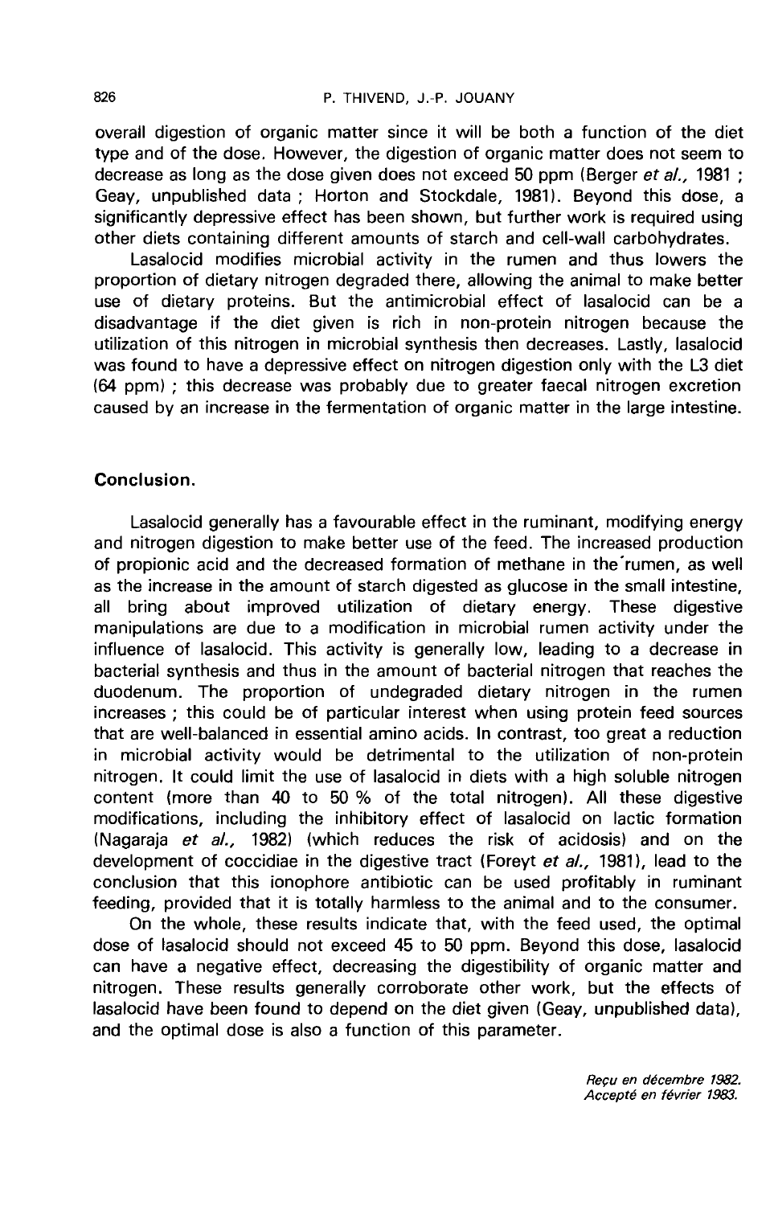overall digestion of organic matter since it will be both a function of the diet type and of the dose. However, the digestion of organic matter does not seem to decrease as long as the dose given does not exceed 50 ppm (Berger *et al.*, 1981 ; Geay, unpublished data ; Horton and Stockdale, 1981). Beyond this dose, a significantly depressive effect has been shown, but further work is required using other diets containing different amounts of starch and cell-wall carbohydrates.

Lasalocid modifies microbial activity in the rumen and thus lowers the proportion of dietary nitrogen degraded there, allowing the animal to make better use of dietary proteins. But the antimicrobial effect of lasalocid can be a disadvantage if the diet given is rich in non-protein nitrogen because the utilization of this nitrogen in microbial synthesis then decreases. Lastly, lasalocid was found to have a depressive effect on nitrogen digestion only with the L3 diet (64 ppm) ; this decrease was probably due to greater faecal nitrogen excretion caused by an increase in the fermentation of organic matter in the large intestine.

## Conclusion.

Lasalocid generally has a favourable effect in the ruminant, modifying energy and nitrogen digestion to make better use of the feed. The increased production of propionic acid and the decreased formation of methane in the rumen, as well as the increase in the amount of starch digested as glucose in the small intestine, all bring about improved utilization of dietary energy. These digestive manipulations are due to a modification in microbial rumen activity under the influence of lasalocid. This activity is generally low, leading to a decrease in bacterial synthesis and thus in the amount of bacterial nitrogen that reaches the duodenum. The proportion of undegraded dietary nitrogen in the rumen increases ; this could be of particular interest when using protein feed sources that are well-balanced in essential amino acids. In contrast, too great a reduction in microbial activity would be detrimental to the utilization of non-protein nitrogen. It could limit the use of lasalocid in diets with a high soluble nitrogen content (more than 40 to 50 % of the total nitrogen). All these digestive modifications, including the inhibitory effect of lasalocid on lactic formation (Nagaraja *et al.*, 1982) (which reduces the risk of acidosis) and on the development of coccidiae in the digestive tract (Foreyt *et al.*, 1981), lead to the conclusion that this ionophore antibiotic can be used profitably in ruminant feeding, provided that it is totally harmless to the animal and to the consumer.

On the whole, these results indicate that, with the feed used, the optimal dose of lasalocid should not exceed 45 to 50 ppm. Beyond this dose, lasalocid can have a negative effect, decreasing the digestibility of organic matter and nitrogen. These results generally corroborate other work, but the effects of lasalocid have been found to depend on the diet given (Geay, unpublished data), and the optimal dose is also a function of this parameter.

*Reçu en décembre 1982.*
*Accepté en février 1983.*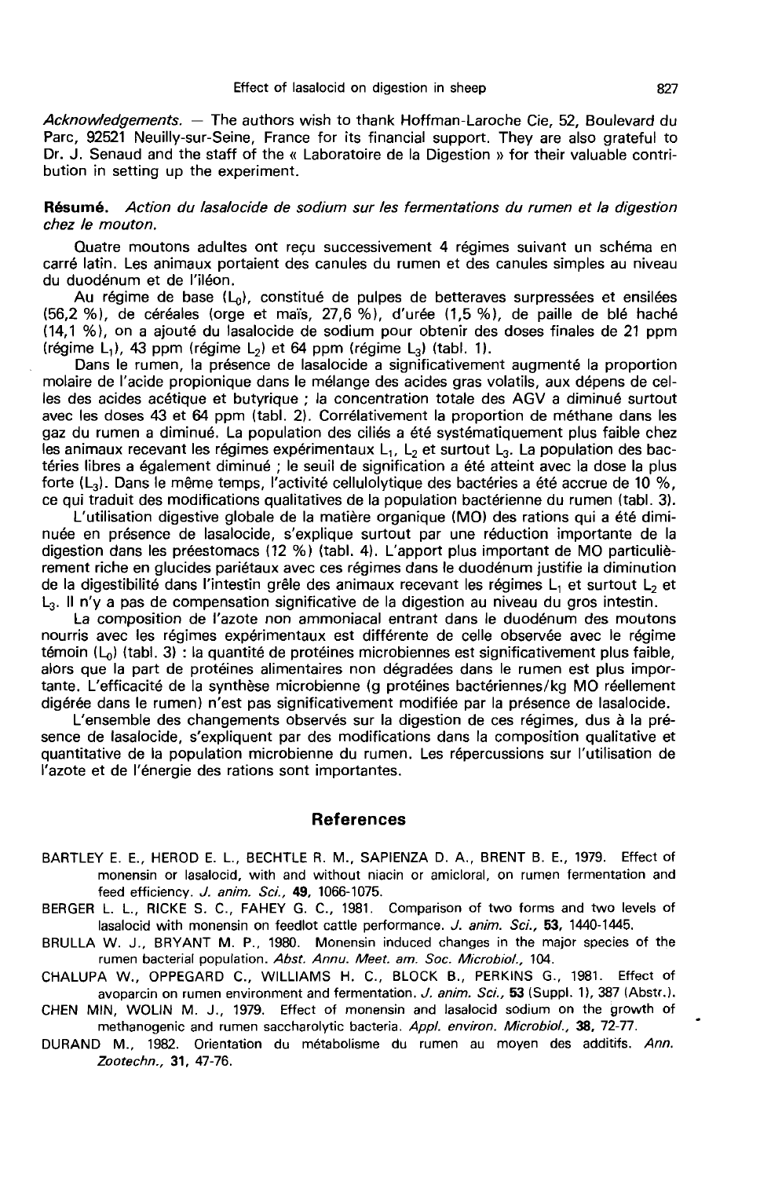*Acknowledgements.* — The authors wish to thank Hoffman-Laroche Cie, 52, Boulevard du Parc, 92521 Neuilly-sur-Seine, France for its financial support. They are also grateful to Dr. J. Senaud and the staff of the « Laboratoire de la Digestion » for their valuable contribution in setting up the experiment.

**Résumé.** *Action du lasalocide de sodium sur les fermentations du rumen et la digestion chez le mouton.*

Quatre moutons adultes ont reçu successivement 4 régimes suivant un schéma en carré latin. Les animaux portaient des canules du rumen et des canules simples au niveau du duodénum et de l'iléon.

Au régime de base ($L_0$), constitué de pulpes de betteraves surpressées et ensilées (56,2 %), de céréales (orge et maïs, 27,6 %), d'urée (1,5 %), de paille de blé haché (14,1 %), on a ajouté du lasalocide de sodium pour obtenir des doses finales de 21 ppm (régime $L_1$), 43 ppm (régime $L_2$) et 64 ppm (régime $L_3$) (tabl. 1).

Dans le rumen, la présence de lasalocide a significativement augmenté la proportion molaire de l'acide propionique dans le mélange des acides gras volatils, aux dépens de celles des acides acétique et butyrique ; la concentration totale des AGV a diminué surtout avec les doses 43 et 64 ppm (tabl. 2). Corrélativement la proportion de méthane dans les gaz du rumen a diminué. La population des ciliés a été systématiquement plus faible chez les animaux recevant les régimes expérimentaux $L_1$, $L_2$ et surtout $L_3$. La population des bactéries libres a également diminué ; le seuil de signification a été atteint avec la dose la plus forte ($L_3$). Dans le même temps, l'activité cellulolytique des bactéries a été accrue de 10 %, ce qui traduit des modifications qualitatives de la population bactérienne du rumen (tabl. 3).

L'utilisation digestive globale de la matière organique (MO) des rations qui a été diminuée en présence de lasalocide, s'explique surtout par une réduction importante de la digestion dans les préestomacs (12 %) (tabl. 4). L'apport plus important de MO particulièrement riche en glucides pariétaux avec ces régimes dans le duodénum justifie la diminution de la digestibilité dans l'intestin grêle des animaux recevant les régimes $L_1$ et surtout $L_2$ et $L_3$. Il n'y a pas de compensation significative de la digestion au niveau du gros intestin.

La composition de l'azote non ammoniacal entrant dans le duodénum des moutons nourris avec les régimes expérimentaux est différente de celle observée avec le régime témoin ($L_0$) (tabl. 3) : la quantité de protéines microbiennes est significativement plus faible, alors que la part de protéines alimentaires non dégradées dans le rumen est plus importante. L'efficacité de la synthèse microbienne (g protéines bactériennes/kg MO réellement digérée dans le rumen) n'est pas significativement modifiée par la présence de lasalocide.

L'ensemble des changements observés sur la digestion de ces régimes, dus à la présence de lasalocide, s'expliquent par des modifications dans la composition qualitative et quantitative de la population microbienne du rumen. Les répercussions sur l'utilisation de l'azote et de l'énergie des rations sont importantes.

## References

BARTLEY E. E., HEROD E. L., BECHTLE R. M., SAPIENZA D. A., BRENT B. E., 1979. Effect of monensin or lasalocid, with and without niacin or amicloral, on rumen fermentation and feed efficiency. *J. anim. Sci.*, **49**, 1066-1075.

BERGER L. L., RICKE S. C., FAHEY G. C., 1981. Comparison of two forms and two levels of lasalocid with monensin on feedlot cattle performance. *J. anim. Sci.*, **53**, 1440-1445.

BRULLA W. J., BRYANT M. P., 1980. Monensin induced changes in the major species of the rumen bacterial population. *Abst. Annu. Meet. am. Soc. Microbiol.*, 104.

CHALUPA W., OPPEGARD C., WILLIAMS H. C., BLOCK B., PERKINS G., 1981. Effect of avoparcin on rumen environment and fermentation. *J. anim. Sci.*, **53** (Suppl. 1), 387 (Abstr.).

CHEN MIN, WOLIN M. J., 1979. Effect of monensin and lasalocid sodium on the growth of methanogenic and rumen saccharolytic bacteria. *Appl. environ. Microbiol.*, **38**, 72-77.

DURAND M., 1982. Orientation du métabolisme du rumen au moyen des additifs. *Ann. Zootechn.*, **31**, 47-76.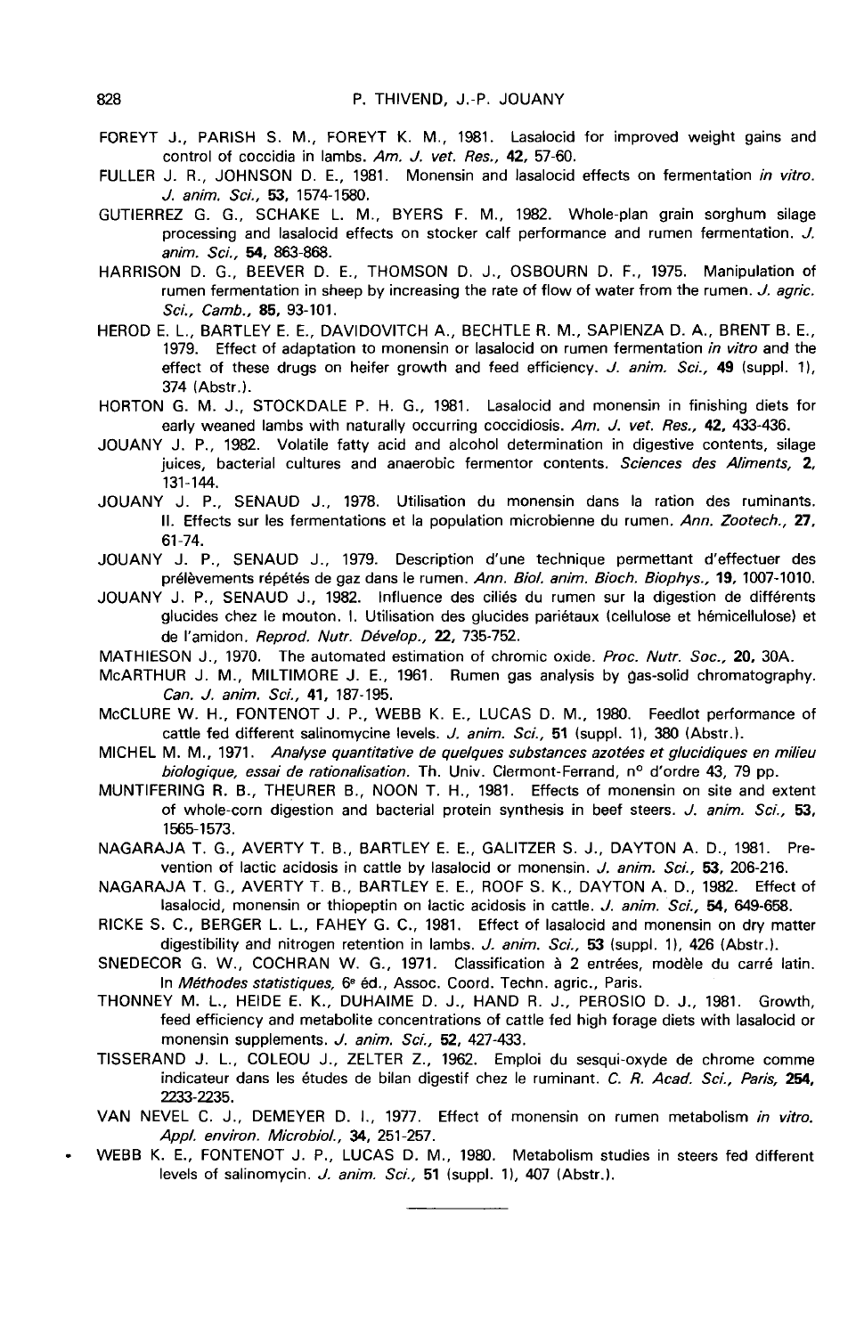FOREYT J., PARISH S. M., FOREYT K. M., 1981. Lasalocid for improved weight gains and control of coccidia in lambs. *Am. J. vet. Res.*, **42**, 57-60.

FULLER J. R., JOHNSON D. E., 1981. Monensin and lasalocid effects on fermentation *in vitro*. *J. anim. Sci.*, **53**, 1574-1580.

GUTIERREZ G. G., SCHAKE L. M., BYERS F. M., 1982. Whole-plan grain sorghum silage processing and lasalocid effects on stocker calf performance and rumen fermentation. *J. anim. Sci.*, **54**, 863-868.

HARRISON D. G., BEEVER D. E., THOMSON D. J., OSBOURN D. F., 1975. Manipulation of rumen fermentation in sheep by increasing the rate of flow of water from the rumen. *J. agric. Sci., Camb.*, **85**, 93-101.

HEROD E. L., BARTLEY E. E., DAVIDOVITCH A., BECHTLE R. M., SAPIENZA D. A., BRENT B. E., 1979. Effect of adaptation to monensin or lasalocid on rumen fermentation *in vitro* and the effect of these drugs on heifer growth and feed efficiency. *J. anim. Sci.*, **49** (suppl. 1), 374 (Abstr.).

HORTON G. M. J., STOCKDALE P. H. G., 1981. Lasalocid and monensin in finishing diets for early weaned lambs with naturally occurring coccidiosis. *Am. J. vet. Res.*, **42**, 433-436.

JOUANY J. P., 1982. Volatile fatty acid and alcohol determination in digestive contents, silage juices, bacterial cultures and anaerobic fermentor contents. *Sciences des Aliments*, **2**, 131-144.

JOUANY J. P., SENAUD J., 1978. Utilisation du monensin dans la ration des ruminants. II. Effects sur les fermentations et la population microbienne du rumen. *Ann. Zootech.*, **27**, 61-74.

JOUANY J. P., SENAUD J., 1979. Description d'une technique permettant d'effectuer des prélèvements répétés de gaz dans le rumen. *Ann. Biol. anim. Bioch. Biophys.*, **19**, 1007-1010.

JOUANY J. P., SENAUD J., 1982. Influence des ciliés du rumen sur la digestion de différents glucides chez le mouton. I. Utilisation des glucides pariétaux (cellulose et hémicellulose) et de l'amidon. *Reprod. Nutr. Dévelop.*, **22**, 735-752.

MATHIESON J., 1970. The automated estimation of chromic oxide. *Proc. Nutr. Soc.*, **20**, 30A.

McARTHUR J. M., MILTIMORE J. E., 1961. Rumen gas analysis by gas-solid chromatography. *Can. J. anim. Sci.*, **41**, 187-195.

McCLURE W. H., FONTENOT J. P., WEBB K. E., LUCAS D. M., 1980. Feedlot performance of cattle fed different salinomycine levels. *J. anim. Sci.*, **51** (suppl. 1), 380 (Abstr.).

MICHEL M. M., 1971. *Analyse quantitative de quelques substances azotées et glucidiques en milieu biologique, essai de rationalisation.* Th. Univ. Clermont-Ferrand, n° d'ordre 43, 79 pp.

MUNTIFERING R. B., THEURER B., NOON T. H., 1981. Effects of monensin on site and extent of whole-corn digestion and bacterial protein synthesis in beef steers. *J. anim. Sci.*, **53**, 1565-1573.

NAGARAJA T. G., AVERTY T. B., BARTLEY E. E., GALITZER S. J., DAYTON A. D., 1981. Prevention of lactic acidosis in cattle by lasalocid or monensin. *J. anim. Sci.*, **53**, 206-216.

NAGARAJA T. G., AVERTY T. B., BARTLEY E. E., ROOF S. K., DAYTON A. D., 1982. Effect of lasalocid, monensin or thiopeptin on lactic acidosis in cattle. *J. anim. Sci.*, **54**, 649-658.

RICKE S. C., BERGER L. L., FAHEY G. C., 1981. Effect of lasalocid and monensin on dry matter digestibility and nitrogen retention in lambs. *J. anim. Sci.*, **53** (suppl. 1), 426 (Abstr.).

SNEDECOR G. W., COCHRAN W. G., 1971. Classification à 2 entrées, modèle du carré latin. In *Méthodes statistiques*, 6e éd., Assoc. Coord. Techn. agric., Paris.

THONNEY M. L., HEIDE E. K., DUHAIME D. J., HAND R. J., PEROSIO D. J., 1981. Growth, feed efficiency and metabolite concentrations of cattle fed high forage diets with lasalocid or monensin supplements. *J. anim. Sci.*, **52**, 427-433.

TISSERAND J. L., COLEOU J., ZELTER Z., 1962. Emploi du sesqui-oxyde de chrome comme indicateur dans les études de bilan digestif chez le ruminant. *C. R. Acad. Sci., Paris*, **254**, 2233-2235.

VAN NEVEL C. J., DEMEYER D. I., 1977. Effect of monensin on rumen metabolism *in vitro*. *Appl. environ. Microbiol.*, **34**, 251-257.

WEBB K. E., FONTENOT J. P., LUCAS D. M., 1980. Metabolism studies in steers fed different levels of salinomycin. *J. anim. Sci.*, **51** (suppl. 1), 407 (Abstr.).